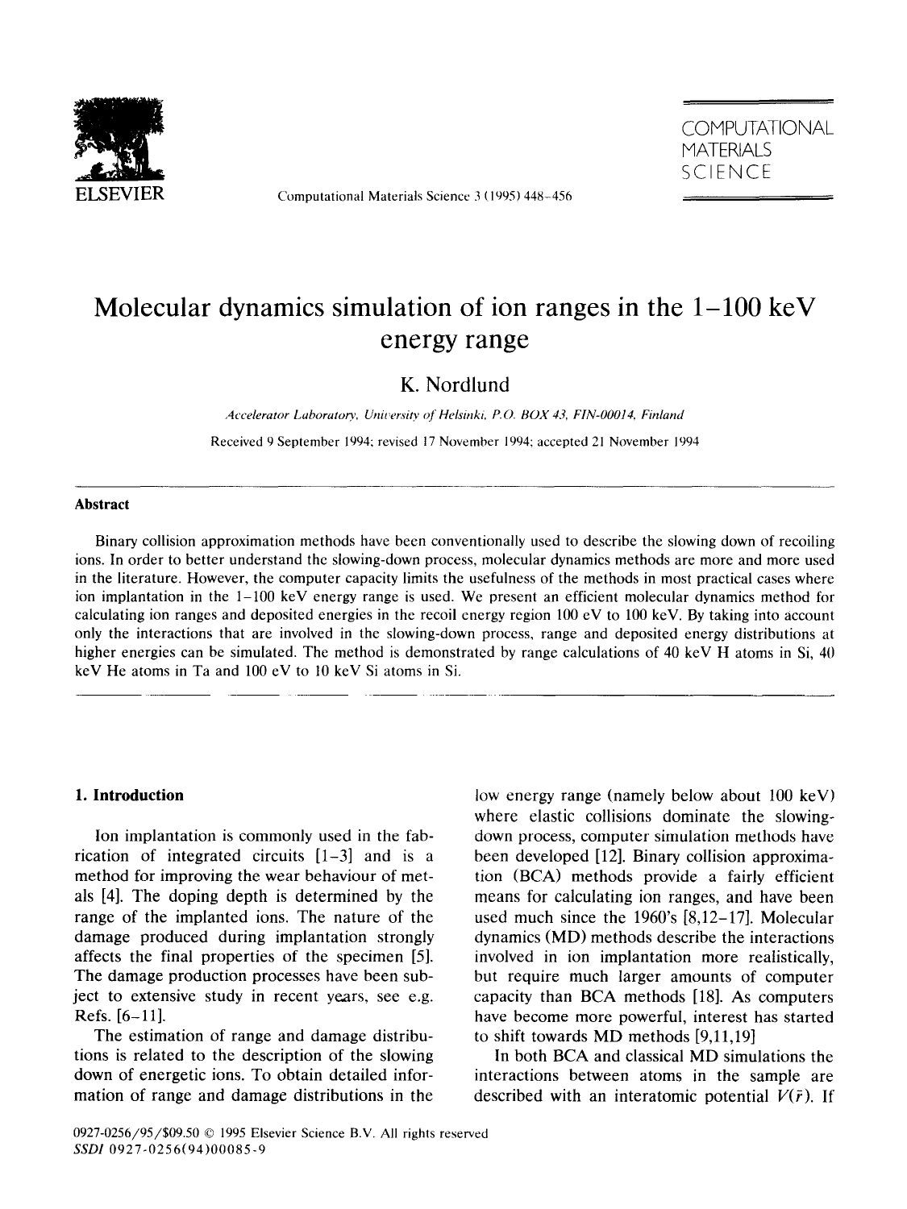# Molecular dynamics simulation of ion ranges in the 1–100 keV energy range

K. Nordlund

*Accelerator Laboratory, University of Helsinki, P.O. BOX 43, FIN-00014, Finland*

Received 9 September 1994; revised 17 November 1994; accepted 21 November 1994

## Abstract

Binary collision approximation methods have been conventionally used to describe the slowing down of recoiling ions. In order to better understand the slowing-down process, molecular dynamics methods are more and more used in the literature. However, the computer capacity limits the usefulness of the methods in most practical cases where ion implantation in the 1–100 keV energy range is used. We present an efficient molecular dynamics method for calculating ion ranges and deposited energies in the recoil energy region 100 eV to 100 keV. By taking into account only the interactions that are involved in the slowing-down process, range and deposited energy distributions at higher energies can be simulated. The method is demonstrated by range calculations of 40 keV H atoms in Si, 40 keV He atoms in Ta and 100 eV to 10 keV Si atoms in Si.

## 1. Introduction

Ion implantation is commonly used in the fabrication of integrated circuits [1–3] and is a method for improving the wear behaviour of metals [4]. The doping depth is determined by the range of the implanted ions. The nature of the damage produced during implantation strongly affects the final properties of the specimen [5]. The damage production processes have been subject to extensive study in recent years, see e.g. Refs. [6–11].

The estimation of range and damage distributions is related to the description of the slowing down of energetic ions. To obtain detailed information of range and damage distributions in the low energy range (namely below about 100 keV) where elastic collisions dominate the slowing-down process, computer simulation methods have been developed [12]. Binary collision approximation (BCA) methods provide a fairly efficient means for calculating ion ranges, and have been used much since the 1960's [8,12–17]. Molecular dynamics (MD) methods describe the interactions involved in ion implantation more realistically, but require much larger amounts of computer capacity than BCA methods [18]. As computers have become more powerful, interest has started to shift towards MD methods [9,11,19]

In both BCA and classical MD simulations the interactions between atoms in the sample are described with an interatomic potential $V(\bar{r})$. If

0927-0256/95/$09.50 © 1995 Elsevier Science B.V. All rights reserved
*SSDI* 0927-0256(94)00085-9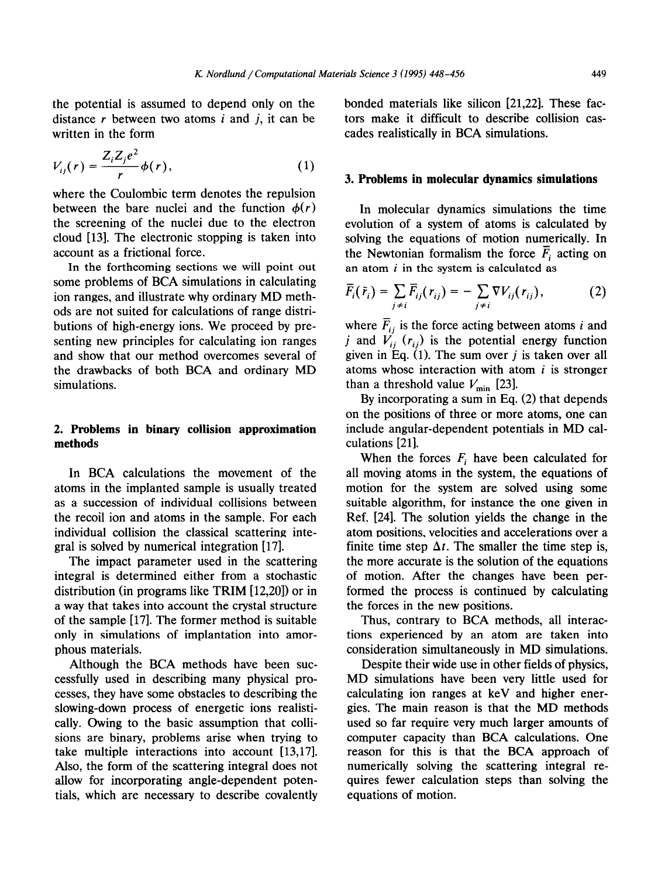the potential is assumed to depend only on the distance $r$ between two atoms $i$ and $j$, it can be written in the form

$$V_{ij}(r) = \frac{Z_i Z_j e^2}{r} \phi(r), \tag{1}$$

where the Coulombic term denotes the repulsion between the bare nuclei and the function $\phi(r)$ the screening of the nuclei due to the electron cloud [13]. The electronic stopping is taken into account as a frictional force.

In the forthcoming sections we will point out some problems of BCA simulations in calculating ion ranges, and illustrate why ordinary MD methods are not suited for calculations of range distributions of high-energy ions. We proceed by presenting new principles for calculating ion ranges and show that our method overcomes several of the drawbacks of both BCA and ordinary MD simulations.

## 2. Problems in binary collision approximation methods

In BCA calculations the movement of the atoms in the implanted sample is usually treated as a succession of individual collisions between the recoil ion and atoms in the sample. For each individual collision the classical scattering integral is solved by numerical integration [17].

The impact parameter used in the scattering integral is determined either from a stochastic distribution (in programs like TRIM [12,20]) or in a way that takes into account the crystal structure of the sample [17]. The former method is suitable only in simulations of implantation into amorphous materials.

Although the BCA methods have been successfully used in describing many physical processes, they have some obstacles to describing the slowing-down process of energetic ions realistically. Owing to the basic assumption that collisions are binary, problems arise when trying to take multiple interactions into account [13,17]. Also, the form of the scattering integral does not allow for incorporating angle-dependent potentials, which are necessary to describe covalently bonded materials like silicon [21,22]. These factors make it difficult to describe collision cascades realistically in BCA simulations.

## 3. Problems in molecular dynamics simulations

In molecular dynamics simulations the time evolution of a system of atoms is calculated by solving the equations of motion numerically. In the Newtonian formalism the force $\bar{F}_i$ acting on an atom $i$ in the system is calculated as

$$\bar{F}_i(\bar{r}_i) = \sum_{j \neq i} \bar{F}_{ij}(r_{ij}) = -\sum_{j \neq i} \nabla V_{ij}(r_{ij}), \tag{2}$$

where $\bar{F}_{ij}$ is the force acting between atoms $i$ and $j$ and $V_{ij}(r_{ij})$ is the potential energy function given in Eq. (1). The sum over $j$ is taken over all atoms whose interaction with atom $i$ is stronger than a threshold value $V_{min}$ [23].

By incorporating a sum in Eq. (2) that depends on the positions of three or more atoms, one can include angular-dependent potentials in MD calculations [21].

When the forces $F_i$ have been calculated for all moving atoms in the system, the equations of motion for the system are solved using some suitable algorithm, for instance the one given in Ref. [24]. The solution yields the change in the atom positions, velocities and accelerations over a finite time step $\Delta t$. The smaller the time step is, the more accurate is the solution of the equations of motion. After the changes have been performed the process is continued by calculating the forces in the new positions.

Thus, contrary to BCA methods, all interactions experienced by an atom are taken into consideration simultaneously in MD simulations.

Despite their wide use in other fields of physics, MD simulations have been very little used for calculating ion ranges at keV and higher energies. The main reason is that the MD methods used so far require very much larger amounts of computer capacity than BCA calculations. One reason for this is that the BCA approach of numerically solving the scattering integral requires fewer calculation steps than solving the equations of motion.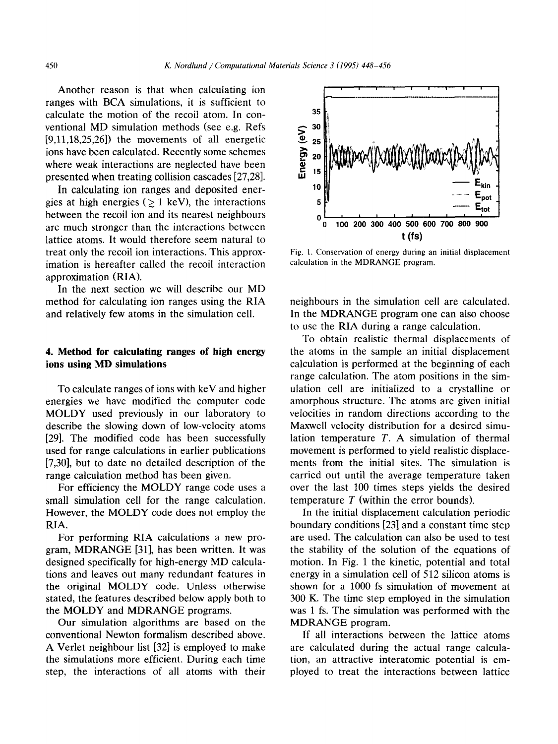Another reason is that when calculating ion ranges with BCA simulations, it is sufficient to calculate the motion of the recoil atom. In conventional MD simulation methods (see e.g. Refs [9,11,18,25,26]) the movements of all energetic ions have been calculated. Recently some schemes where weak interactions are neglected have been presented when treating collision cascades [27,28].

In calculating ion ranges and deposited energies at high energies ($\gtrsim$ 1 keV), the interactions between the recoil ion and its nearest neighbours are much stronger than the interactions between lattice atoms. It would therefore seem natural to treat only the recoil ion interactions. This approximation is hereafter called the recoil interaction approximation (RIA).

In the next section we will describe our MD method for calculating ion ranges using the RIA and relatively few atoms in the simulation cell.

## 4. Method for calculating ranges of high energy ions using MD simulations

To calculate ranges of ions with keV and higher energies we have modified the computer code MOLDY used previously in our laboratory to describe the slowing down of low-velocity atoms [29]. The modified code has been successfully used for range calculations in earlier publications [7,30], but to date no detailed description of the range calculation method has been given.

For efficiency the MOLDY range code uses a small simulation cell for the range calculation. However, the MOLDY code does not employ the RIA.

For performing RIA calculations a new program, MDRANGE [31], has been written. It was designed specifically for high-energy MD calculations and leaves out many redundant features in the original MOLDY code. Unless otherwise stated, the features described below apply both to the MOLDY and MDRANGE programs.

Our simulation algorithms are based on the conventional Newton formalism described above. A Verlet neighbour list [32] is employed to make the simulations more efficient. During each time step, the interactions of all atoms with their neighbours in the simulation cell are calculated. In the MDRANGE program one can also choose to use the RIA during a range calculation.

Fig. 1. Conservation of energy during an initial displacement calculation in the MDRANGE program.

To obtain realistic thermal displacements of the atoms in the sample an initial displacement calculation is performed at the beginning of each range calculation. The atom positions in the simulation cell are initialized to a crystalline or amorphous structure. The atoms are given initial velocities in random directions according to the Maxwell velocity distribution for a desired simulation temperature $T$. A simulation of thermal movement is performed to yield realistic displacements from the initial sites. The simulation is carried out until the average temperature taken over the last 100 times steps yields the desired temperature $T$ (within the error bounds).

In the initial displacement calculation periodic boundary conditions [23] and a constant time step are used. The calculation can also be used to test the stability of the solution of the equations of motion. In Fig. 1 the kinetic, potential and total energy in a simulation cell of 512 silicon atoms is shown for a 1000 fs simulation of movement at 300 K. The time step employed in the simulation was 1 fs. The simulation was performed with the MDRANGE program.

If all interactions between the lattice atoms are calculated during the actual range calculation, an attractive interatomic potential is employed to treat the interactions between lattice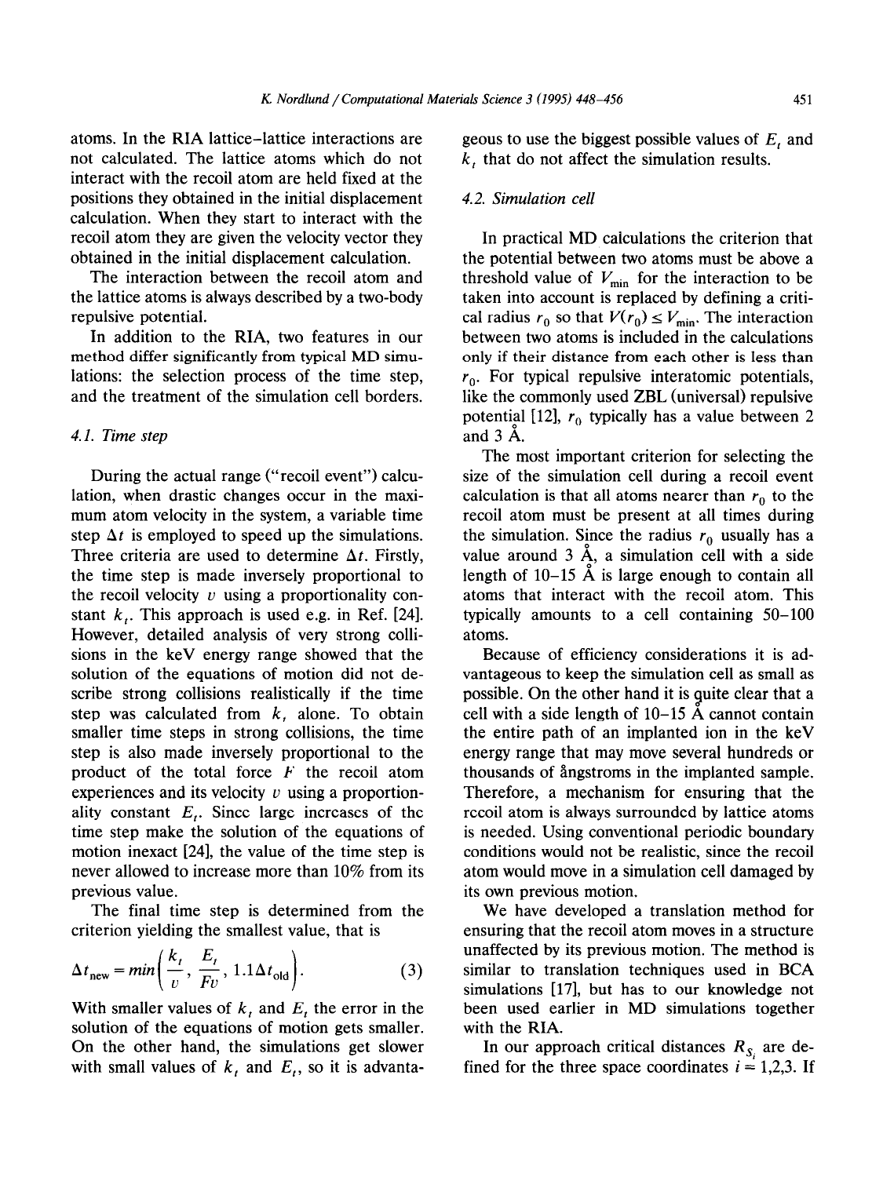atoms. In the RIA lattice–lattice interactions are not calculated. The lattice atoms which do not interact with the recoil atom are held fixed at the positions they obtained in the initial displacement calculation. When they start to interact with the recoil atom they are given the velocity vector they obtained in the initial displacement calculation.

The interaction between the recoil atom and the lattice atoms is always described by a two-body repulsive potential.

In addition to the RIA, two features in our method differ significantly from typical MD simulations: the selection process of the time step, and the treatment of the simulation cell borders.

### 4.1. Time step

During the actual range ("recoil event") calculation, when drastic changes occur in the maximum atom velocity in the system, a variable time step $\Delta t$ is employed to speed up the simulations. Three criteria are used to determine $\Delta t$. Firstly, the time step is made inversely proportional to the recoil velocity $v$ using a proportionality constant $k_t$. This approach is used e.g. in Ref. [24]. However, detailed analysis of very strong collisions in the keV energy range showed that the solution of the equations of motion did not describe strong collisions realistically if the time step was calculated from $k_t$ alone. To obtain smaller time steps in strong collisions, the time step is also made inversely proportional to the product of the total force $F$ the recoil atom experiences and its velocity $v$ using a proportionality constant $E_t$. Since large increases of the time step make the solution of the equations of motion inexact [24], the value of the time step is never allowed to increase more than 10% from its previous value.

The final time step is determined from the criterion yielding the smallest value, that is

$$\Delta t_{\text{new}} = min\left(\frac{k_t}{v}, \frac{E_t}{Fv}, 1.1\Delta t_{\text{old}}\right). \quad (3)$$

With smaller values of $k_t$ and $E_t$ the error in the solution of the equations of motion gets smaller. On the other hand, the simulations get slower with small values of $k_t$ and $E_t$, so it is advantageous to use the biggest possible values of $E_t$ and $k_t$ that do not affect the simulation results.

### 4.2. Simulation cell

In practical MD calculations the criterion that the potential between two atoms must be above a threshold value of $V_{\text{min}}$ for the interaction to be taken into account is replaced by defining a critical radius $r_0$ so that $V(r_0) \leq V_{\text{min}}$. The interaction between two atoms is included in the calculations only if their distance from each other is less than $r_0$. For typical repulsive interatomic potentials, like the commonly used ZBL (universal) repulsive potential [12], $r_0$ typically has a value between 2 and 3 Å.

The most important criterion for selecting the size of the simulation cell during a recoil event calculation is that all atoms nearer than $r_0$ to the recoil atom must be present at all times during the simulation. Since the radius $r_0$ usually has a value around 3 Å, a simulation cell with a side length of 10–15 Å is large enough to contain all atoms that interact with the recoil atom. This typically amounts to a cell containing 50–100 atoms.

Because of efficiency considerations it is advantageous to keep the simulation cell as small as possible. On the other hand it is quite clear that a cell with a side length of 10–15 Å cannot contain the entire path of an implanted ion in the keV energy range that may move several hundreds or thousands of ångstroms in the implanted sample. Therefore, a mechanism for ensuring that the recoil atom is always surrounded by lattice atoms is needed. Using conventional periodic boundary conditions would not be realistic, since the recoil atom would move in a simulation cell damaged by its own previous motion.

We have developed a translation method for ensuring that the recoil atom moves in a structure unaffected by its previous motion. The method is similar to translation techniques used in BCA simulations [17], but has to our knowledge not been used earlier in MD simulations together with the RIA.

In our approach critical distances $R_{S_i}$ are defined for the three space coordinates $i = 1,2,3$. If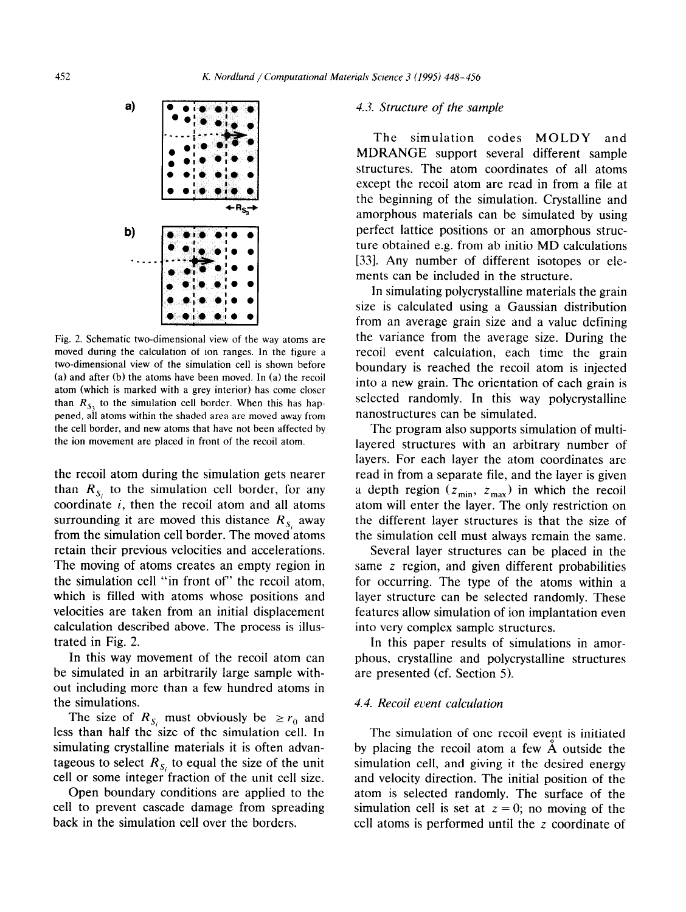Fig. 2. Schematic two-dimensional view of the way atoms are moved during the calculation of ion ranges. In the figure a two-dimensional view of the simulation cell is shown before (a) and after (b) the atoms have been moved. In (a) the recoil atom (which is marked with a grey interior) has come closer than $R_{S_3}$ to the simulation cell border. When this has happened, all atoms within the shaded area are moved away from the cell border, and new atoms that have not been affected by the ion movement are placed in front of the recoil atom.

the recoil atom during the simulation gets nearer than $R_{S_i}$ to the simulation cell border, for any coordinate $i$, then the recoil atom and all atoms surrounding it are moved this distance $R_{S_i}$ away from the simulation cell border. The moved atoms retain their previous velocities and accelerations. The moving of atoms creates an empty region in the simulation cell "in front of" the recoil atom, which is filled with atoms whose positions and velocities are taken from an initial displacement calculation described above. The process is illustrated in Fig. 2.

In this way movement of the recoil atom can be simulated in an arbitrarily large sample without including more than a few hundred atoms in the simulations.

The size of $R_{S_i}$ must obviously be $\geq r_0$ and less than half the size of the simulation cell. In simulating crystalline materials it is often advantageous to select $R_{S_i}$ to equal the size of the unit cell or some integer fraction of the unit cell size.

Open boundary conditions are applied to the cell to prevent cascade damage from spreading back in the simulation cell over the borders.

### 4.3. Structure of the sample

The simulation codes MOLDY and MDRANGE support several different sample structures. The atom coordinates of all atoms except the recoil atom are read in from a file at the beginning of the simulation. Crystalline and amorphous materials can be simulated by using perfect lattice positions or an amorphous structure obtained e.g. from ab initio MD calculations [33]. Any number of different isotopes or elements can be included in the structure.

In simulating polycrystalline materials the grain size is calculated using a Gaussian distribution from an average grain size and a value defining the variance from the average size. During the recoil event calculation, each time the grain boundary is reached the recoil atom is injected into a new grain. The orientation of each grain is selected randomly. In this way polycrystalline nanostructures can be simulated.

The program also supports simulation of multilayered structures with an arbitrary number of layers. For each layer the atom coordinates are read in from a separate file, and the layer is given a depth region ($z_{min}$, $z_{max}$) in which the recoil atom will enter the layer. The only restriction on the different layer structures is that the size of the simulation cell must always remain the same.

Several layer structures can be placed in the same $z$ region, and given different probabilities for occurring. The type of the atoms within a layer structure can be selected randomly. These features allow simulation of ion implantation even into very complex sample structures.

In this paper results of simulations in amorphous, crystalline and polycrystalline structures are presented (cf. Section 5).

### 4.4. Recoil event calculation

The simulation of one recoil event is initiated by placing the recoil atom a few Å outside the simulation cell, and giving it the desired energy and velocity direction. The initial position of the atom is selected randomly. The surface of the simulation cell is set at $z = 0$; no moving of the cell atoms is performed until the $z$ coordinate of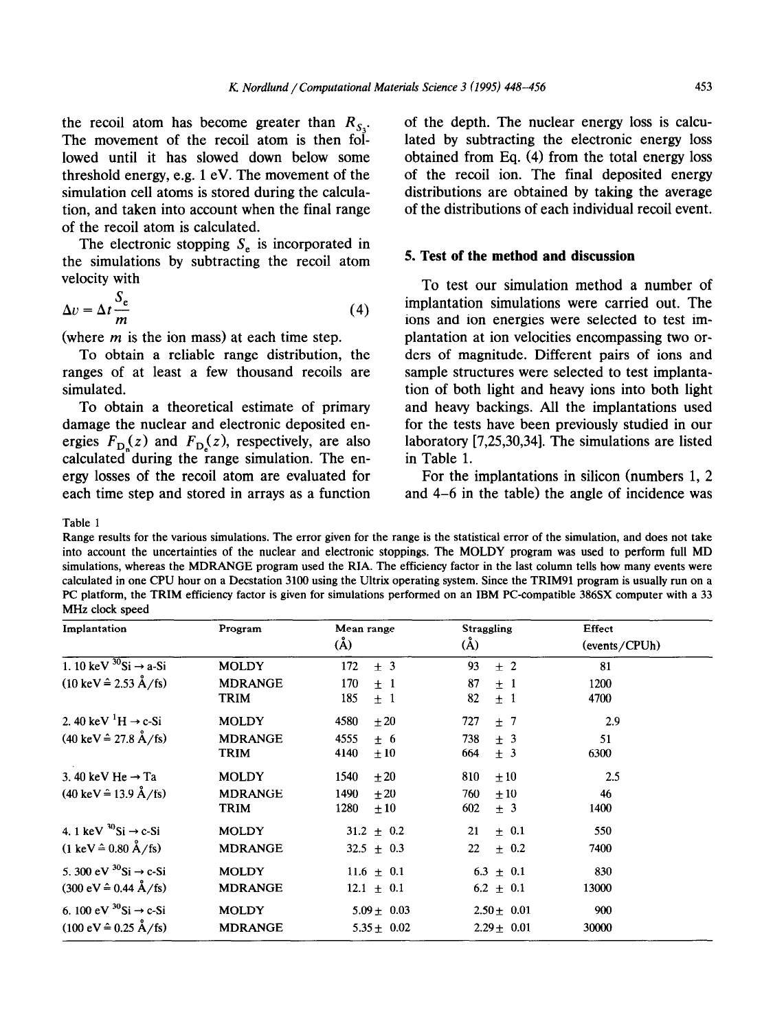the recoil atom has become greater than $R_{S_3}$. The movement of the recoil atom is then followed until it has slowed down below some threshold energy, e.g. 1 eV. The movement of the simulation cell atoms is stored during the calculation, and taken into account when the final range of the recoil atom is calculated.

The electronic stopping $S_e$ is incorporated in the simulations by subtracting the recoil atom velocity with

$$\Delta v = \Delta t \frac{S_e}{m} \tag{4}$$

(where $m$ is the ion mass) at each time step.

To obtain a reliable range distribution, the ranges of at least a few thousand recoils are simulated.

To obtain a theoretical estimate of primary damage the nuclear and electronic deposited energies $F_{D_n}(z)$ and $F_{D_e}(z)$, respectively, are also calculated during the range simulation. The energy losses of the recoil atom are evaluated for each time step and stored in arrays as a function of the depth. The nuclear energy loss is calculated by subtracting the electronic energy loss obtained from Eq. (4) from the total energy loss of the recoil ion. The final deposited energy distributions are obtained by taking the average of the distributions of each individual recoil event.

## 5. Test of the method and discussion

To test our simulation method a number of implantation simulations were carried out. The ions and ion energies were selected to test implantation at ion velocities encompassing two orders of magnitude. Different pairs of ions and sample structures were selected to test implantation of both light and heavy ions into both light and heavy backings. All the implantations used for the tests have been previously studied in our laboratory [7,25,30,34]. The simulations are listed in Table 1.

For the implantations in silicon (numbers 1, 2 and 4–6 in the table) the angle of incidence was

Table 1
Range results for the various simulations. The error given for the range is the statistical error of the simulation, and does not take into account the uncertainties of the nuclear and electronic stoppings. The MOLDY program was used to perform full MD simulations, whereas the MDRANGE program used the RIA. The efficiency factor in the last column tells how many events were calculated in one CPU hour on a Decstation 3100 using the Ultrix operating system. Since the TRIM91 program is usually run on a PC platform, the TRIM efficiency factor is given for simulations performed on an IBM PC-compatible 386SX computer with a 33 MHz clock speed

| Implantation | Program | Mean range (Å) | Straggling (Å) | Effect (events/CPUh) |
|---|---|---|---|---|
| 1. 10 keV $^{30}$Si → a-Si | MOLDY | 172 ± 3 | 93 ± 2 | 81 |
| (10 keV ≙ 2.53 Å/fs) | MDRANGE | 170 ± 1 | 87 ± 1 | 1200 |
| | TRIM | 185 ± 1 | 82 ± 1 | 4700 |
| 2. 40 keV $^{1}$H → c-Si | MOLDY | 4580 ± 20 | 727 ± 7 | 2.9 |
| (40 keV ≙ 27.8 Å/fs) | MDRANGE | 4555 ± 6 | 738 ± 3 | 51 |
| | TRIM | 4140 ± 10 | 664 ± 3 | 6300 |
| 3. 40 keV He → Ta | MOLDY | 1540 ± 20 | 810 ± 10 | 2.5 |
| (40 keV ≙ 13.9 Å/fs) | MDRANGE | 1490 ± 20 | 760 ± 10 | 46 |
| | TRIM | 1280 ± 10 | 602 ± 3 | 1400 |
| 4. 1 keV $^{30}$Si → c-Si | MOLDY | 31.2 ± 0.2 | 21 ± 0.1 | 550 |
| (1 keV ≙ 0.80 Å/fs) | MDRANGE | 32.5 ± 0.3 | 22 ± 0.2 | 7400 |
| 5. 300 eV $^{30}$Si → c-Si | MOLDY | 11.6 ± 0.1 | 6.3 ± 0.1 | 830 |
| (300 eV ≙ 0.44 Å/fs) | MDRANGE | 12.1 ± 0.1 | 6.2 ± 0.1 | 13000 |
| 6. 100 eV $^{30}$Si → c-Si | MOLDY | 5.09 ± 0.03 | 2.50 ± 0.01 | 900 |
| (100 eV ≙ 0.25 Å/fs) | MDRANGE | 5.35 ± 0.02 | 2.29 ± 0.01 | 30000 |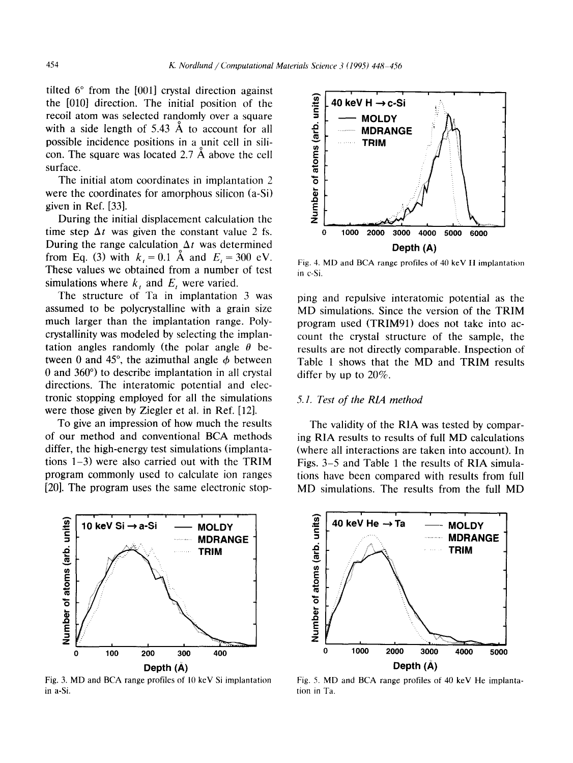tilted 6° from the [001] crystal direction against the [010] direction. The initial position of the recoil atom was selected randomly over a square with a side length of 5.43 Å to account for all possible incidence positions in a unit cell in silicon. The square was located 2.7 Å above the cell surface.

The initial atom coordinates in implantation 2 were the coordinates for amorphous silicon (a-Si) given in Ref. [33].

During the initial displacement calculation the time step $\Delta t$ was given the constant value 2 fs. During the range calculation $\Delta t$ was determined from Eq. (3) with $k_t = 0.1$ Å and $E_t = 300$ eV. These values we obtained from a number of test simulations where $k_t$ and $E_t$ were varied.

The structure of Ta in implantation 3 was assumed to be polycrystalline with a grain size much larger than the implantation range. Polycrystallinity was modeled by selecting the implantation angles randomly (the polar angle $\theta$ between 0 and 45°, the azimuthal angle $\phi$ between 0 and 360°) to describe implantation in all crystal directions. The interatomic potential and electronic stopping employed for all the simulations were those given by Ziegler et al. in Ref. [12].

To give an impression of how much the results of our method and conventional BCA methods differ, the high-energy test simulations (implantations 1–3) were also carried out with the TRIM program commonly used to calculate ion ranges [20]. The program uses the same electronic stopping and repulsive interatomic potential as the MD simulations. Since the version of the TRIM program used (TRIM91) does not take into account the crystal structure of the sample, the results are not directly comparable. Inspection of Table 1 shows that the MD and TRIM results differ by up to 20%.

Fig. 3. MD and BCA range profiles of 10 keV Si implantation in a-Si.

Fig. 4. MD and BCA range profiles of 40 keV H implantation in c-Si.

### 5.1. Test of the RIA method

The validity of the RIA was tested by comparing RIA results to results of full MD calculations (where all interactions are taken into account). In Figs. 3–5 and Table 1 the results of RIA simulations have been compared with results from full MD simulations. The results from the full MD

Fig. 5. MD and BCA range profiles of 40 keV He implantation in Ta.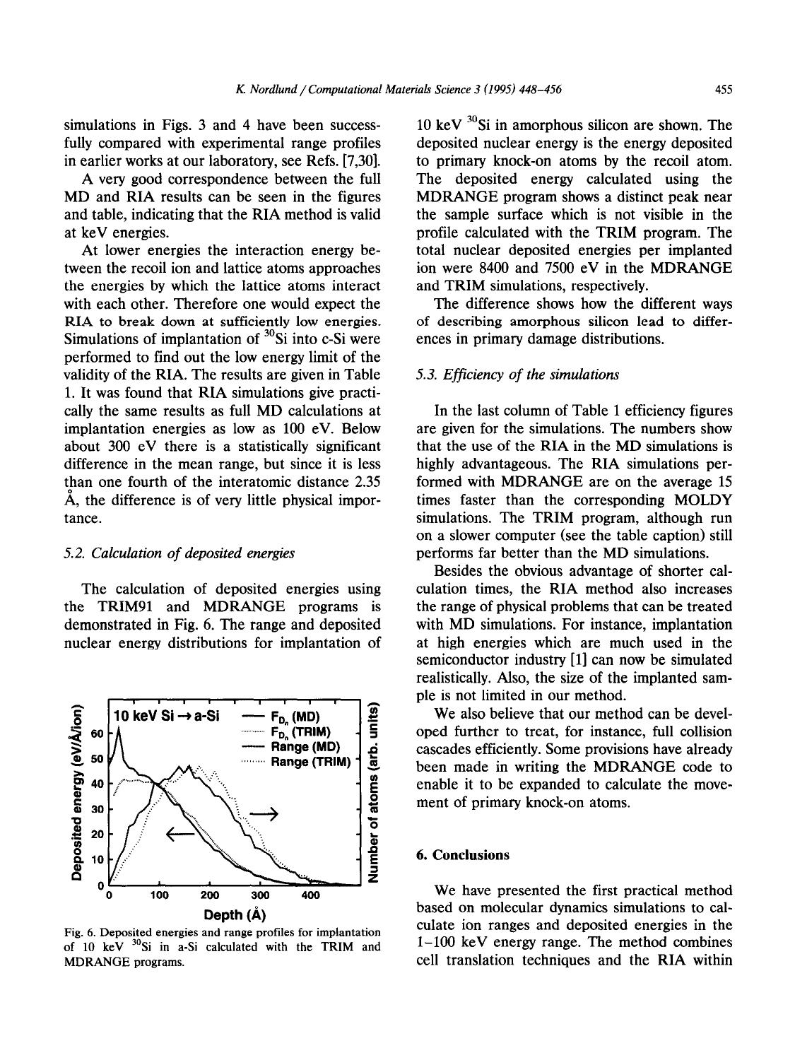simulations in Figs. 3 and 4 have been successfully compared with experimental range profiles in earlier works at our laboratory, see Refs. [7,30].

A very good correspondence between the full MD and RIA results can be seen in the figures and table, indicating that the RIA method is valid at keV energies.

At lower energies the interaction energy between the recoil ion and lattice atoms approaches the energies by which the lattice atoms interact with each other. Therefore one would expect the RIA to break down at sufficiently low energies. Simulations of implantation of $^{30}Si$ into c-Si were performed to find out the low energy limit of the validity of the RIA. The results are given in Table 1. It was found that RIA simulations give practically the same results as full MD calculations at implantation energies as low as 100 eV. Below about 300 eV there is a statistically significant difference in the mean range, but since it is less than one fourth of the interatomic distance 2.35 Å, the difference is of very little physical importance.

### 5.2. Calculation of deposited energies

The calculation of deposited energies using the TRIM91 and MDRANGE programs is demonstrated in Fig. 6. The range and deposited nuclear energy distributions for implantation of 10 keV $^{30}Si$ in amorphous silicon are shown. The deposited nuclear energy is the energy deposited to primary knock-on atoms by the recoil atom. The deposited energy calculated using the MDRANGE program shows a distinct peak near the sample surface which is not visible in the profile calculated with the TRIM program. The total nuclear deposited energies per implanted ion were 8400 and 7500 eV in the MDRANGE and TRIM simulations, respectively.

The difference shows how the different ways of describing amorphous silicon lead to differences in primary damage distributions.

Fig. 6. Deposited energies and range profiles for implantation of 10 keV $^{30}Si$ in a-Si calculated with the TRIM and MDRANGE programs.

### 5.3. Efficiency of the simulations

In the last column of Table 1 efficiency figures are given for the simulations. The numbers show that the use of the RIA in the MD simulations is highly advantageous. The RIA simulations performed with MDRANGE are on the average 15 times faster than the corresponding MOLDY simulations. The TRIM program, although run on a slower computer (see the table caption) still performs far better than the MD simulations.

Besides the obvious advantage of shorter calculation times, the RIA method also increases the range of physical problems that can be treated with MD simulations. For instance, implantation at high energies which are much used in the semiconductor industry [1] can now be simulated realistically. Also, the size of the implanted sample is not limited in our method.

We also believe that our method can be developed further to treat, for instance, full collision cascades efficiently. Some provisions have already been made in writing the MDRANGE code to enable it to be expanded to calculate the movement of primary knock-on atoms.

## 6. Conclusions

We have presented the first practical method based on molecular dynamics simulations to calculate ion ranges and deposited energies in the 1–100 keV energy range. The method combines cell translation techniques and the RIA within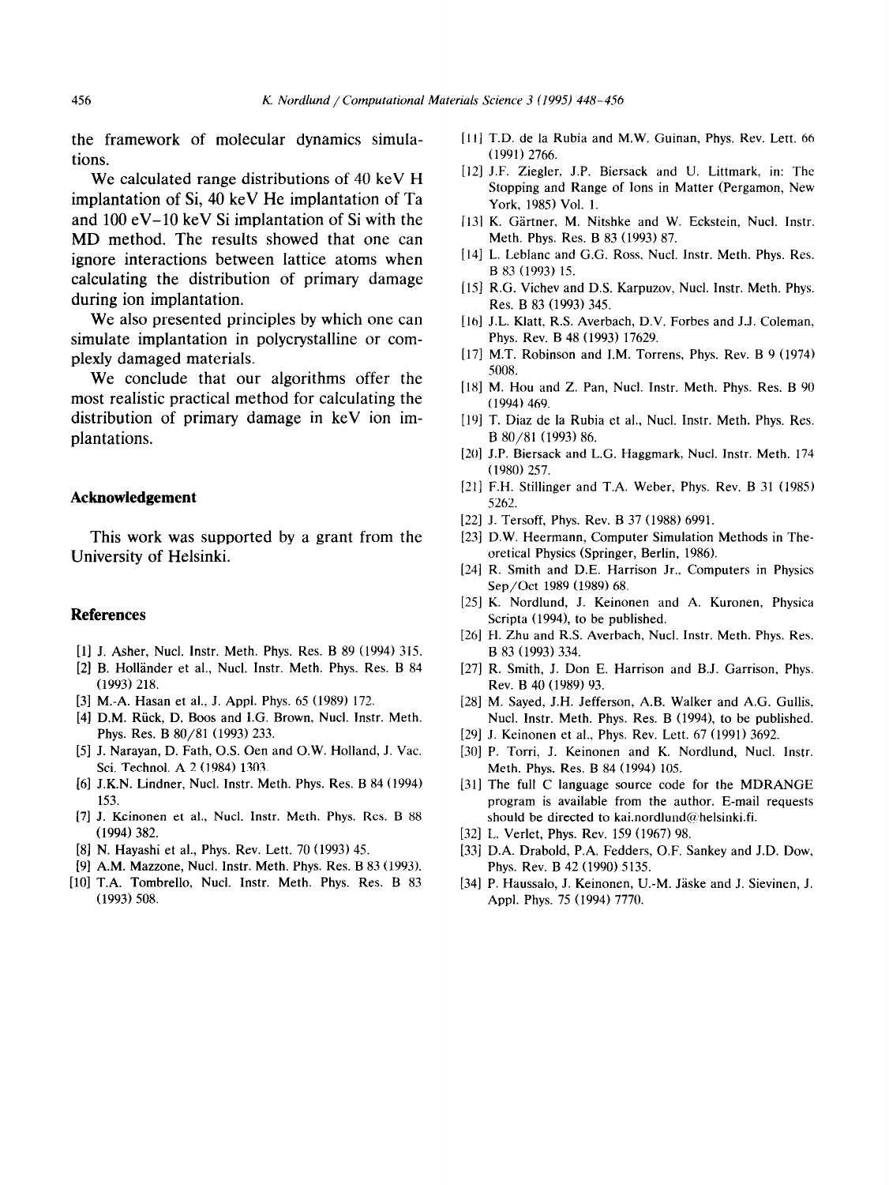the framework of molecular dynamics simulations.

We calculated range distributions of 40 keV H implantation of Si, 40 keV He implantation of Ta and 100 eV–10 keV Si implantation of Si with the MD method. The results showed that one can ignore interactions between lattice atoms when calculating the distribution of primary damage during ion implantation.

We also presented principles by which one can simulate implantation in polycrystalline or complexly damaged materials.

We conclude that our algorithms offer the most realistic practical method for calculating the distribution of primary damage in keV ion implantations.

## Acknowledgement

This work was supported by a grant from the University of Helsinki.

## References

[1] J. Asher, Nucl. Instr. Meth. Phys. Res. B 89 (1994) 315.

[2] B. Holländer et al., Nucl. Instr. Meth. Phys. Res. B 84 (1993) 218.

[3] M.-A. Hasan et al., J. Appl. Phys. 65 (1989) 172.

[4] D.M. Rück, D. Boos and I.G. Brown, Nucl. Instr. Meth. Phys. Res. B 80/81 (1993) 233.

[5] J. Narayan, D. Fath, O.S. Oen and O.W. Holland, J. Vac. Sci. Technol. A 2 (1984) 1303.

[6] J.K.N. Lindner, Nucl. Instr. Meth. Phys. Res. B 84 (1994) 153.

[7] J. Keinonen et al., Nucl. Instr. Meth. Phys. Res. B 88 (1994) 382.

[8] N. Hayashi et al., Phys. Rev. Lett. 70 (1993) 45.

[9] A.M. Mazzone, Nucl. Instr. Meth. Phys. Res. B 83 (1993).

[10] T.A. Tombrello, Nucl. Instr. Meth. Phys. Res. B 83 (1993) 508.

[11] T.D. de la Rubia and M.W. Guinan, Phys. Rev. Lett. 66 (1991) 2766.

[12] J.F. Ziegler, J.P. Biersack and U. Littmark, in: The Stopping and Range of Ions in Matter (Pergamon, New York, 1985) Vol. 1.

[13] K. Gärtner, M. Nitshke and W. Eckstein, Nucl. Instr. Meth. Phys. Res. B 83 (1993) 87.

[14] L. Leblanc and G.G. Ross, Nucl. Instr. Meth. Phys. Res. B 83 (1993) 15.

[15] R.G. Vichev and D.S. Karpuzov, Nucl. Instr. Meth. Phys. Res. B 83 (1993) 345.

[16] J.L. Klatt, R.S. Averbach, D.V. Forbes and J.J. Coleman, Phys. Rev. B 48 (1993) 17629.

[17] M.T. Robinson and I.M. Torrens, Phys. Rev. B 9 (1974) 5008.

[18] M. Hou and Z. Pan, Nucl. Instr. Meth. Phys. Res. B 90 (1994) 469.

[19] T. Diaz de la Rubia et al., Nucl. Instr. Meth. Phys. Res. B 80/81 (1993) 86.

[20] J.P. Biersack and L.G. Haggmark, Nucl. Instr. Meth. 174 (1980) 257.

[21] F.H. Stillinger and T.A. Weber, Phys. Rev. B 31 (1985) 5262.

[22] J. Tersoff, Phys. Rev. B 37 (1988) 6991.

[23] D.W. Heermann, Computer Simulation Methods in Theoretical Physics (Springer, Berlin, 1986).

[24] R. Smith and D.E. Harrison Jr., Computers in Physics Sep/Oct 1989 (1989) 68.

[25] K. Nordlund, J. Keinonen and A. Kuronen, Physica Scripta (1994), to be published.

[26] H. Zhu and R.S. Averbach, Nucl. Instr. Meth. Phys. Res. B 83 (1993) 334.

[27] R. Smith, J. Don E. Harrison and B.J. Garrison, Phys. Rev. B 40 (1989) 93.

[28] M. Sayed, J.H. Jefferson, A.B. Walker and A.G. Gullis, Nucl. Instr. Meth. Phys. Res. B (1994), to be published.

[29] J. Keinonen et al., Phys. Rev. Lett. 67 (1991) 3692.

[30] P. Torri, J. Keinonen and K. Nordlund, Nucl. Instr. Meth. Phys. Res. B 84 (1994) 105.

[31] The full C language source code for the MDRANGE program is available from the author. E-mail requests should be directed to kai.nordlund@helsinki.fi.

[32] L. Verlet, Phys. Rev. 159 (1967) 98.

[33] D.A. Drabold, P.A. Fedders, O.F. Sankey and J.D. Dow, Phys. Rev. B 42 (1990) 5135.

[34] P. Haussalo, J. Keinonen, U.-M. Jäske and J. Sievinen, J. Appl. Phys. 75 (1994) 7770.